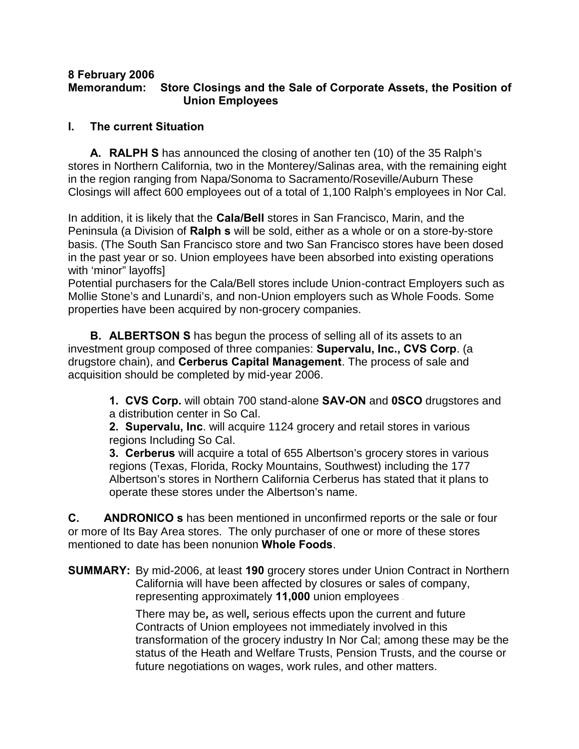**8 February 2006**

**Memorandum: Store Closings and the Sale of Corporate Assets, the Position of Union Employees**

## I. The current Situation

**A. RALPH S** has announced the closing of another ten (10) of the 35 Ralph's stores in Northern California, two in the Monterey/Salinas area, with the remaining eight in the region ranging from Napa/Sonoma to Sacramento/Roseville/Auburn These Closings will affect 600 employees out of a total of 1,100 Ralph's employees in Nor Cal.

In addition, it is likely that the **Cala/Bell** stores in San Francisco, Marin, and the Peninsula (a Division of **Ralph s** will be sold, either as a whole or on a store-by-store basis. (The South San Francisco store and two San Francisco stores have been dosed in the past year or so. Union employees have been absorbed into existing operations with 'minor" layoffs]

Potential purchasers for the Cala/Bell stores include Union-contract Employers such as Mollie Stone's and Lunardi's, and non-Union employers such as Whole Foods. Some properties have been acquired by non-grocery companies.

**B. ALBERTSON S** has begun the process of selling all of its assets to an investment group composed of three companies: **Supervalu, Inc., CVS Corp**. (a drugstore chain), and **Cerberus Capital Management**. The process of sale and acquisition should be completed by mid-year 2006.

1. **CVS Corp.** will obtain 700 stand-alone **SAV-ON** and **0SCO** drugstores and a distribution center in So Cal.
2. **Supervalu, Inc**. will acquire 1124 grocery and retail stores in various regions Including So Cal.
3. **Cerberus** will acquire a total of 655 Albertson's grocery stores in various regions (Texas, Florida, Rocky Mountains, Southwest) including the 177 Albertson's stores in Northern California Cerberus has stated that it plans to operate these stores under the Albertson's name.

**C. ANDRONICO s** has been mentioned in unconfirmed reports or the sale or four or more of Its Bay Area stores. The only purchaser of one or more of these stores mentioned to date has been nonunion **Whole Foods**.

**SUMMARY:** By mid-2006, at least **190** grocery stores under Union Contract in Northern California will have been affected by closures or sales of company, representing approximately **11,000** union employees.

There may be***,*** as well***,*** serious effects upon the current and future Contracts of Union employees not immediately involved in this transformation of the grocery industry In Nor Cal; among these may be the status of the Heath and Welfare Trusts, Pension Trusts, and the course or future negotiations on wages, work rules, and other matters.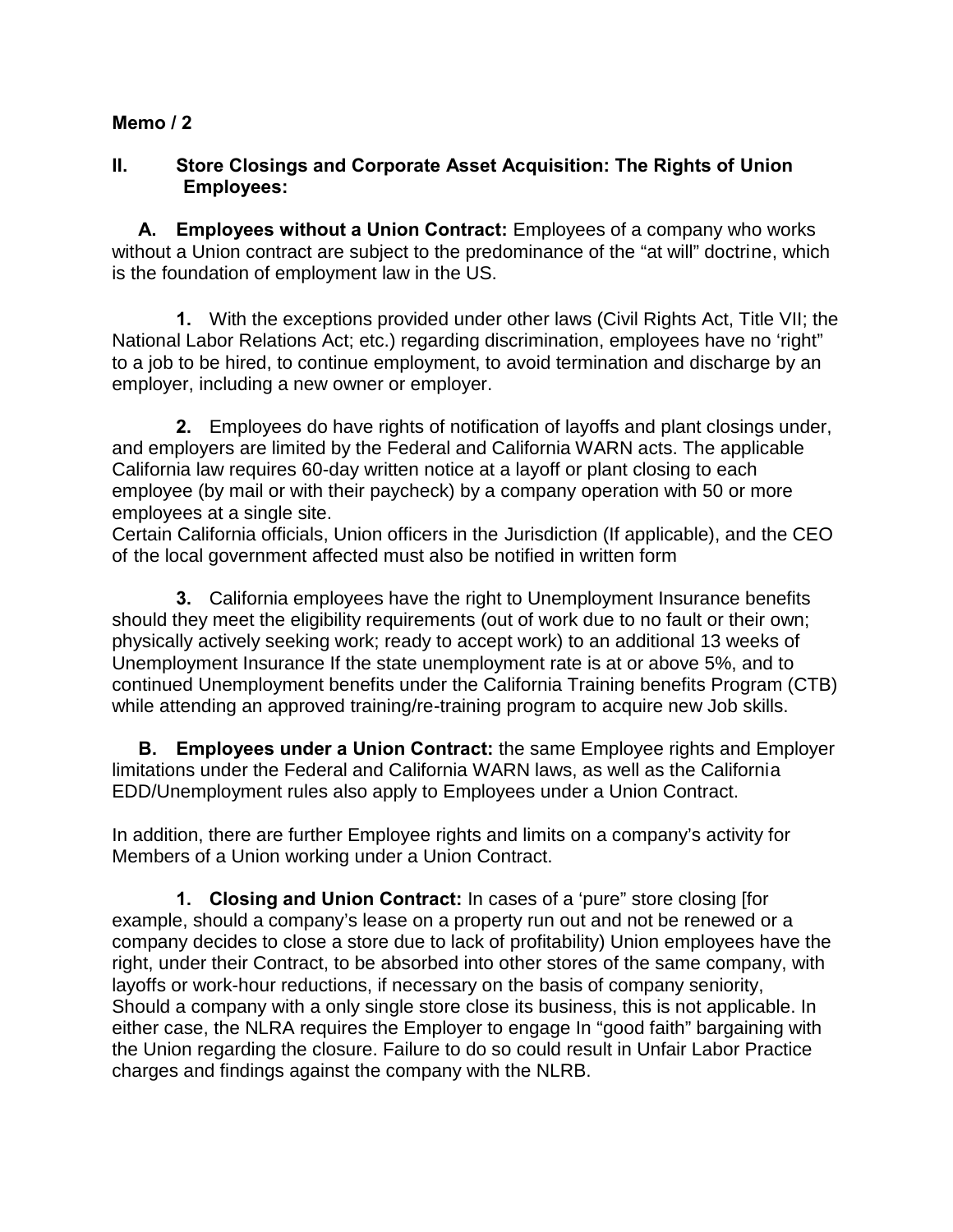**Memo / 2**

## II. Store Closings and Corporate Asset Acquisition: The Rights of Union Employees:

**A. Employees without a Union Contract:** Employees of a company who works without a Union contract are subject to the predominance of the “at will” doctrine, which is the foundation of employment law in the US.

**1.** With the exceptions provided under other laws (Civil Rights Act, Title VII; the National Labor Relations Act; etc.) regarding discrimination, employees have no ‘right” to a job to be hired, to continue employment, to avoid termination and discharge by an employer, including a new owner or employer.

**2.** Employees do have rights of notification of layoffs and plant closings under, and employers are limited by the Federal and California WARN acts. The applicable California law requires 60-day written notice at a layoff or plant closing to each employee (by mail or with their paycheck) by a company operation with 50 or more employees at a single site.
Certain California officials, Union officers in the Jurisdiction (If applicable), and the CEO of the local government affected must also be notified in written form

**3.** California employees have the right to Unemployment Insurance benefits should they meet the eligibility requirements (out of work due to no fault or their own; physically actively seeking work; ready to accept work) to an additional 13 weeks of Unemployment Insurance If the state unemployment rate is at or above 5%, and to continued Unemployment benefits under the California Training benefits Program (CTB) while attending an approved training/re-training program to acquire new Job skills.

**B. Employees under a Union Contract:** the same Employee rights and Employer limitations under the Federal and California WARN laws, as well as the California EDD/Unemployment rules also apply to Employees under a Union Contract.

In addition, there are further Employee rights and limits on a company’s activity for Members of a Union working under a Union Contract.

**1. Closing and Union Contract:** In cases of a ‘pure” store closing [for example, should a company’s lease on a property run out and not be renewed or a company decides to close a store due to lack of profitability) Union employees have the right, under their Contract, to be absorbed into other stores of the same company, with layoffs or work-hour reductions, if necessary on the basis of company seniority, Should a company with a only single store close its business, this is not applicable. In either case, the NLRA requires the Employer to engage In “good faith” bargaining with the Union regarding the closure. Failure to do so could result in Unfair Labor Practice charges and findings against the company with the NLRB.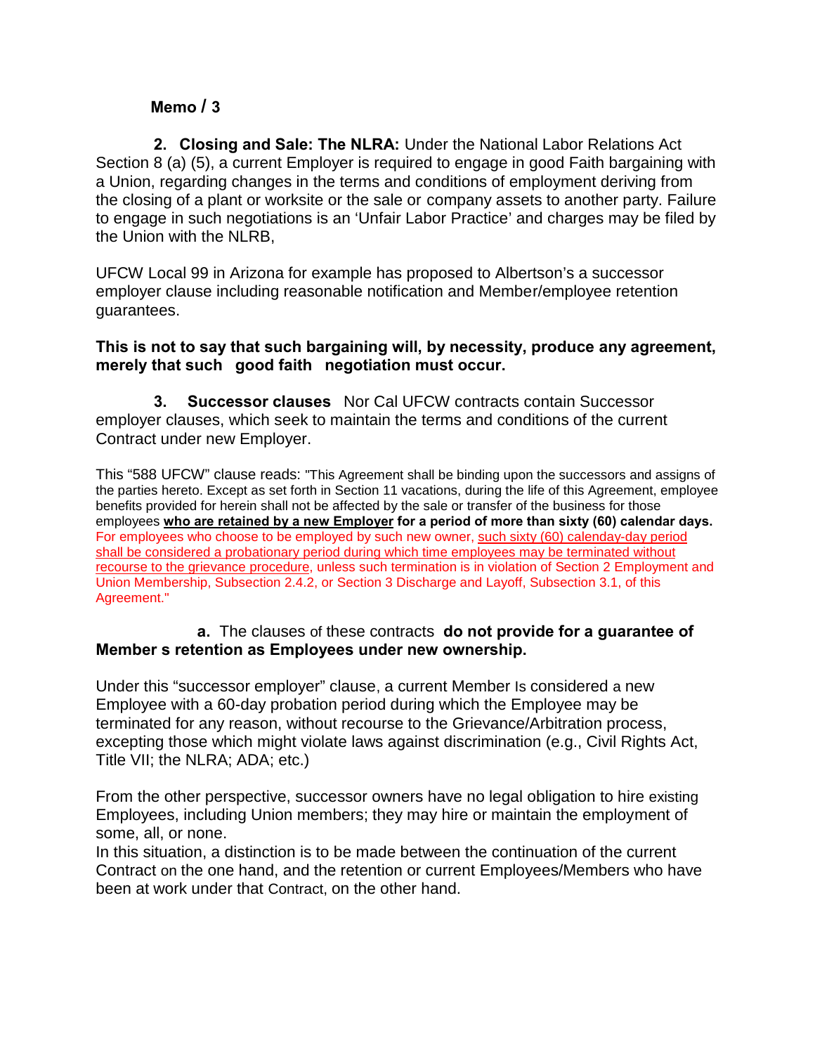**2. Closing and Sale: The NLRA:** Under the National Labor Relations Act Section 8 (a) (5), a current Employer is required to engage in good Faith bargaining with a Union, regarding changes in the terms and conditions of employment deriving from the closing of a plant or worksite or the sale or company assets to another party. Failure to engage in such negotiations is an 'Unfair Labor Practice' and charges may be filed by the Union with the NLRB,

UFCW Local 99 in Arizona for example has proposed to Albertson's a successor employer clause including reasonable notification and Member/employee retention guarantees.

**This is not to say that such bargaining will, by necessity, produce any agreement, merely that such good faith negotiation must occur.**

**3. Successor clauses** Nor Cal UFCW contracts contain Successor employer clauses, which seek to maintain the terms and conditions of the current Contract under new Employer.

This "588 UFCW" clause reads: "This Agreement shall be binding upon the successors and assigns of the parties hereto. Except as set forth in Section 11 vacations, during the life of this Agreement, employee benefits provided for herein shall not be affected by the sale or transfer of the business for those employees **who are retained by a new Employer** **for a period of more than sixty (60) calendar days.** For employees who choose to be employed by such new owner, such sixty (60) calendar-day period shall be considered a probationary period during which time employees may be terminated without recourse to the grievance procedure, unless such termination is in violation of Section 2 Employment and Union Membership, Subsection 2.4.2, or Section 3 Discharge and Layoff, Subsection 3.1, of this Agreement."

**a.** The clauses of these contracts **do not provide for a guarantee of Member s retention as Employees under new ownership.**

Under this "successor employer" clause, a current Member Is considered a new Employee with a 60-day probation period during which the Employee may be terminated for any reason, without recourse to the Grievance/Arbitration process, excepting those which might violate laws against discrimination (e.g., Civil Rights Act, Title VII; the NLRA; ADA; etc.)

From the other perspective, successor owners have no legal obligation to hire existing Employees, including Union members; they may hire or maintain the employment of some, all, or none.

In this situation, a distinction is to be made between the continuation of the current Contract on the one hand, and the retention or current Employees/Members who have been at work under that Contract, on the other hand.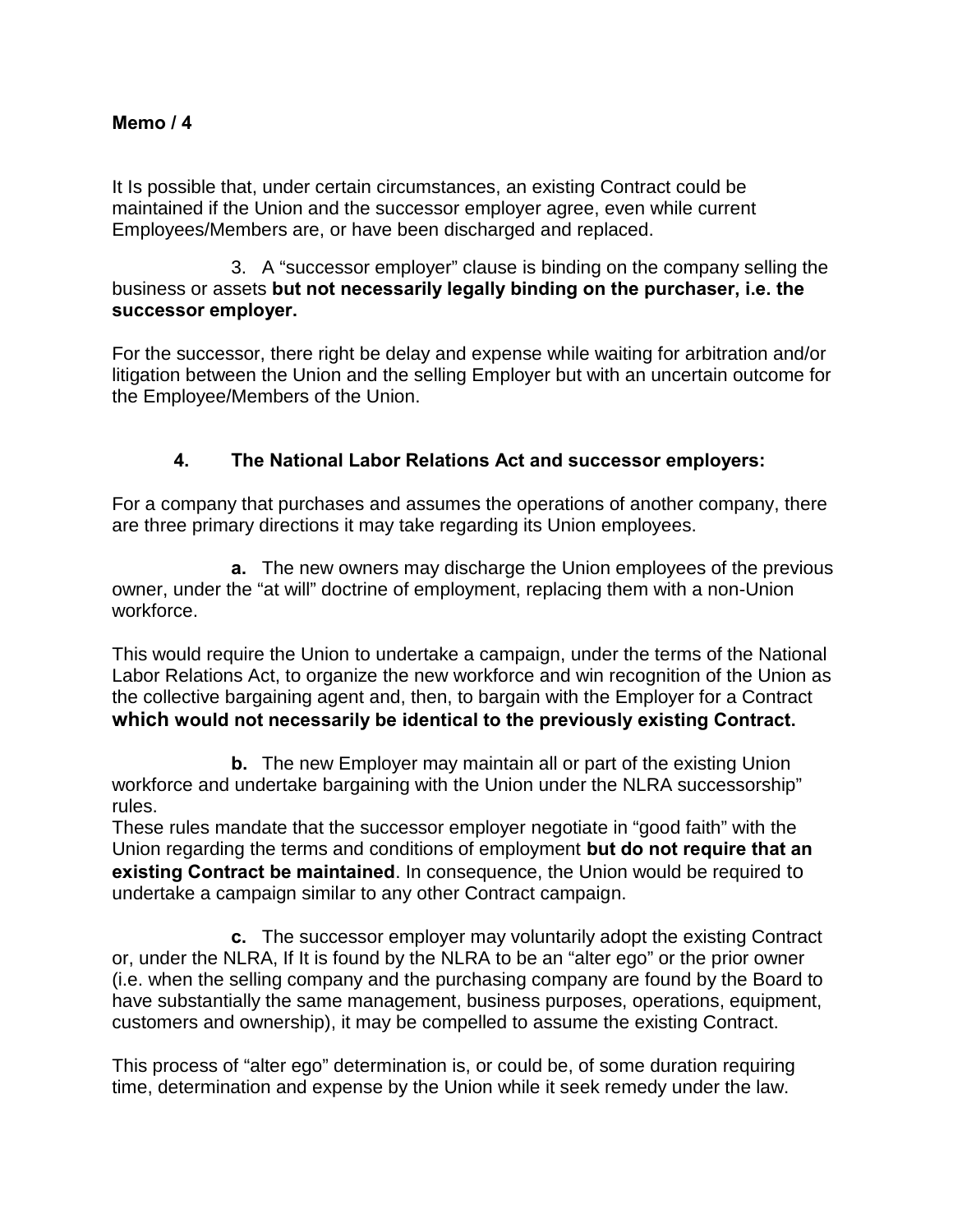It Is possible that, under certain circumstances, an existing Contract could be maintained if the Union and the successor employer agree, even while current Employees/Members are, or have been discharged and replaced.

3. A "successor employer" clause is binding on the company selling the business or assets **but not necessarily legally binding on the purchaser, i.e. the successor employer.**

For the successor, there right be delay and expense while waiting for arbitration and/or litigation between the Union and the selling Employer but with an uncertain outcome for the Employee/Members of the Union.

**4. The National Labor Relations Act and successor employers:**

For a company that purchases and assumes the operations of another company, there are three primary directions it may take regarding its Union employees.

**a.** The new owners may discharge the Union employees of the previous owner, under the "at will" doctrine of employment, replacing them with a non-Union workforce.

This would require the Union to undertake a campaign, under the terms of the National Labor Relations Act, to organize the new workforce and win recognition of the Union as the collective bargaining agent and, then, to bargain with the Employer for a Contract **which would not necessarily be identical to the previously existing Contract.**

**b.** The new Employer may maintain all or part of the existing Union workforce and undertake bargaining with the Union under the NLRA successorship" rules.
These rules mandate that the successor employer negotiate in "good faith" with the Union regarding the terms and conditions of employment **but do not require that an existing Contract be maintained**. In consequence, the Union would be required to undertake a campaign similar to any other Contract campaign.

**c.** The successor employer may voluntarily adopt the existing Contract or, under the NLRA, If It is found by the NLRA to be an "alter ego" or the prior owner (i.e. when the selling company and the purchasing company are found by the Board to have substantially the same management, business purposes, operations, equipment, customers and ownership), it may be compelled to assume the existing Contract.

This process of "alter ego" determination is, or could be, of some duration requiring time, determination and expense by the Union while it seek remedy under the law.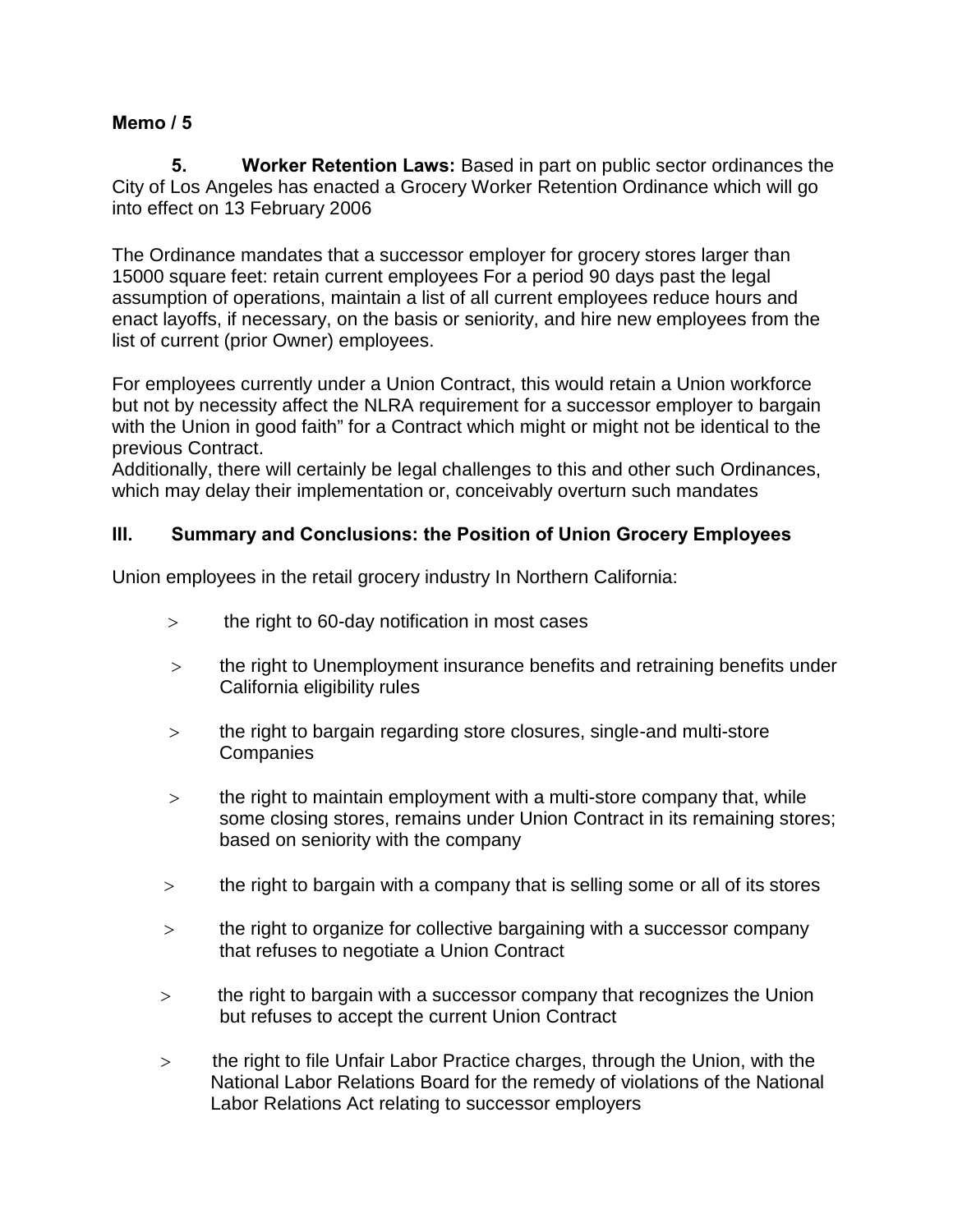**5. Worker Retention Laws:** Based in part on public sector ordinances the City of Los Angeles has enacted a Grocery Worker Retention Ordinance which will go into effect on 13 February 2006

The Ordinance mandates that a successor employer for grocery stores larger than 15000 square feet: retain current employees For a period 90 days past the legal assumption of operations, maintain a list of all current employees reduce hours and enact layoffs, if necessary, on the basis or seniority, and hire new employees from the list of current (prior Owner) employees.

For employees currently under a Union Contract, this would retain a Union workforce but not by necessity affect the NLRA requirement for a successor employer to bargain with the Union in good faith" for a Contract which might or might not be identical to the previous Contract.
Additionally, there will certainly be legal challenges to this and other such Ordinances, which may delay their implementation or, conceivably overturn such mandates

## III. Summary and Conclusions: the Position of Union Grocery Employees

Union employees in the retail grocery industry In Northern California:

> the right to 60-day notification in most cases

> the right to Unemployment insurance benefits and retraining benefits under California eligibility rules

> the right to bargain regarding store closures, single-and multi-store Companies

> the right to maintain employment with a multi-store company that, while some closing stores, remains under Union Contract in its remaining stores; based on seniority with the company

> the right to bargain with a company that is selling some or all of its stores

> the right to organize for collective bargaining with a successor company that refuses to negotiate a Union Contract

> the right to bargain with a successor company that recognizes the Union but refuses to accept the current Union Contract

> the right to file Unfair Labor Practice charges, through the Union, with the National Labor Relations Board for the remedy of violations of the National Labor Relations Act relating to successor employers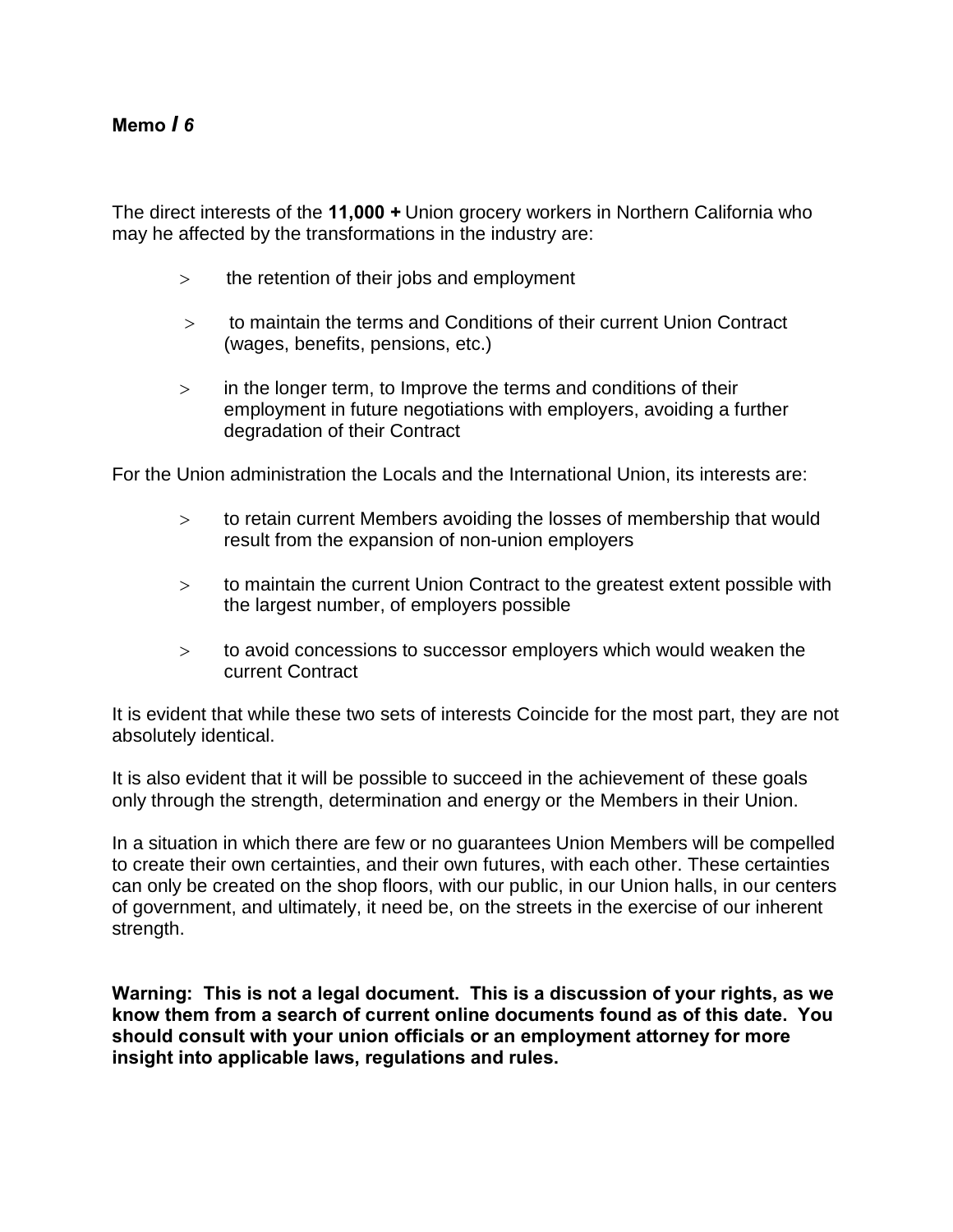**Memo *I 6***

The direct interests of the **11,000 +** Union grocery workers in Northern California who may he affected by the transformations in the industry are:

- the retention of their jobs and employment
- to maintain the terms and Conditions of their current Union Contract (wages, benefits, pensions, etc.)
- in the longer term, to Improve the terms and conditions of their employment in future negotiations with employers, avoiding a further degradation of their Contract

For the Union administration the Locals and the International Union, its interests are:

- to retain current Members avoiding the losses of membership that would result from the expansion of non-union employers
- to maintain the current Union Contract to the greatest extent possible with the largest number, of employers possible
- to avoid concessions to successor employers which would weaken the current Contract

It is evident that while these two sets of interests Coincide for the most part, they are not absolutely identical.

It is also evident that it will be possible to succeed in the achievement of these goals only through the strength, determination and energy or the Members in their Union.

In a situation in which there are few or no guarantees Union Members will be compelled to create their own certainties, and their own futures, with each other. These certainties can only be created on the shop floors, with our public, in our Union halls, in our centers of government, and ultimately, it need be, on the streets in the exercise of our inherent strength.

**Warning: This is not a legal document. This is a discussion of your rights, as we know them from a search of current online documents found as of this date. You should consult with your union officials or an employment attorney for more insight into applicable laws, regulations and rules.**